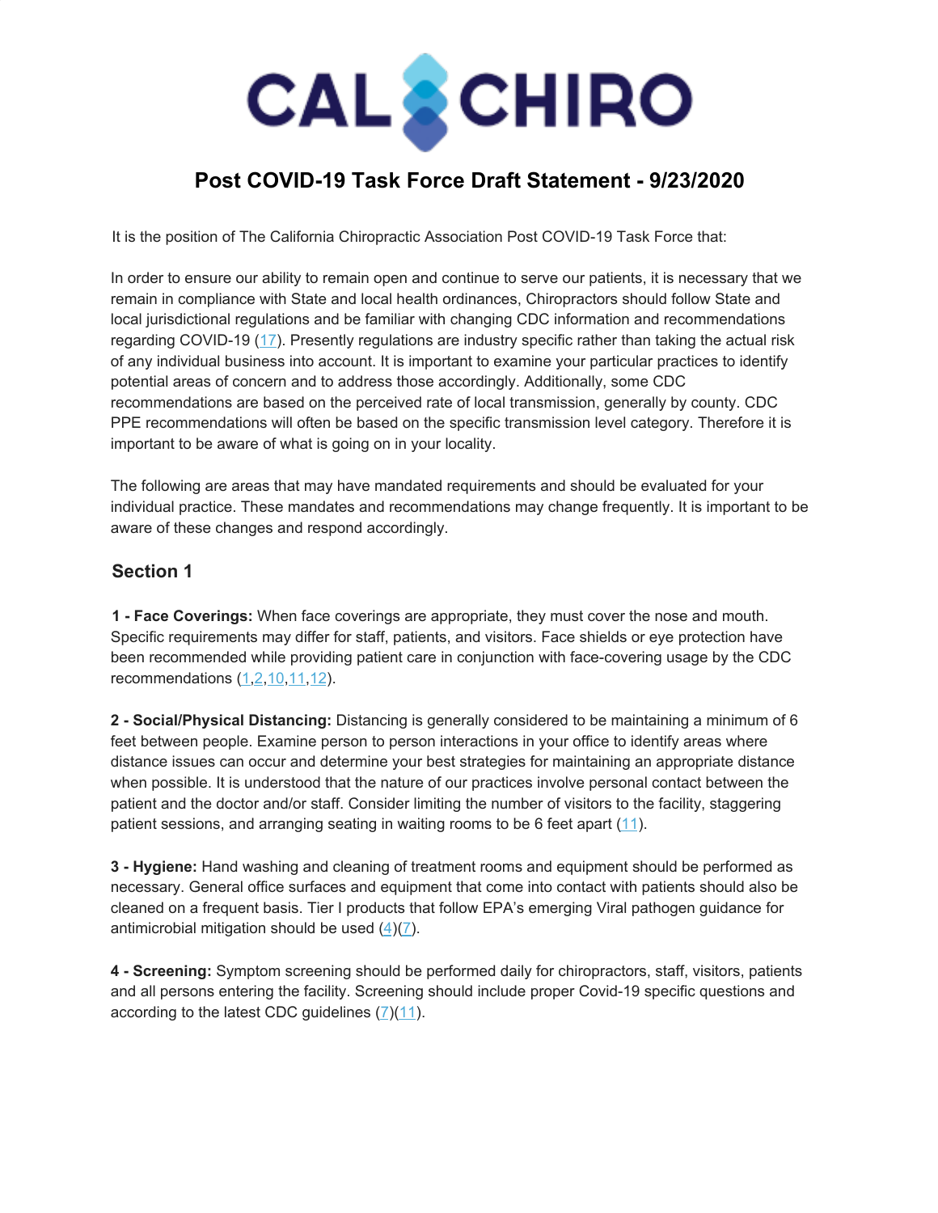CAL CHIRO

# Post COVID-19 Task Force Draft Statement - 9/23/2020

It is the position of The California Chiropractic Association Post COVID-19 Task Force that:

In order to ensure our ability to remain open and continue to serve our patients, it is necessary that we remain in compliance with State and local health ordinances, Chiropractors should follow State and local jurisdictional regulations and be familiar with changing CDC information and recommendations regarding COVID-19 (17). Presently regulations are industry specific rather than taking the actual risk of any individual business into account. It is important to examine your particular practices to identify potential areas of concern and to address those accordingly. Additionally, some CDC recommendations are based on the perceived rate of local transmission, generally by county. CDC PPE recommendations will often be based on the specific transmission level category. Therefore it is important to be aware of what is going on in your locality.

The following are areas that may have mandated requirements and should be evaluated for your individual practice. These mandates and recommendations may change frequently. It is important to be aware of these changes and respond accordingly.

## Section 1

**1 - Face Coverings:** When face coverings are appropriate, they must cover the nose and mouth. Specific requirements may differ for staff, patients, and visitors. Face shields or eye protection have been recommended while providing patient care in conjunction with face-covering usage by the CDC recommendations (1,2,10,11,12).

**2 - Social/Physical Distancing:** Distancing is generally considered to be maintaining a minimum of 6 feet between people. Examine person to person interactions in your office to identify areas where distance issues can occur and determine your best strategies for maintaining an appropriate distance when possible. It is understood that the nature of our practices involve personal contact between the patient and the doctor and/or staff. Consider limiting the number of visitors to the facility, staggering patient sessions, and arranging seating in waiting rooms to be 6 feet apart (11).

**3 - Hygiene:** Hand washing and cleaning of treatment rooms and equipment should be performed as necessary. General office surfaces and equipment that come into contact with patients should also be cleaned on a frequent basis. Tier I products that follow EPA's emerging Viral pathogen guidance for antimicrobial mitigation should be used (4)(7).

**4 - Screening:** Symptom screening should be performed daily for chiropractors, staff, visitors, patients and all persons entering the facility. Screening should include proper Covid-19 specific questions and according to the latest CDC guidelines (7)(11).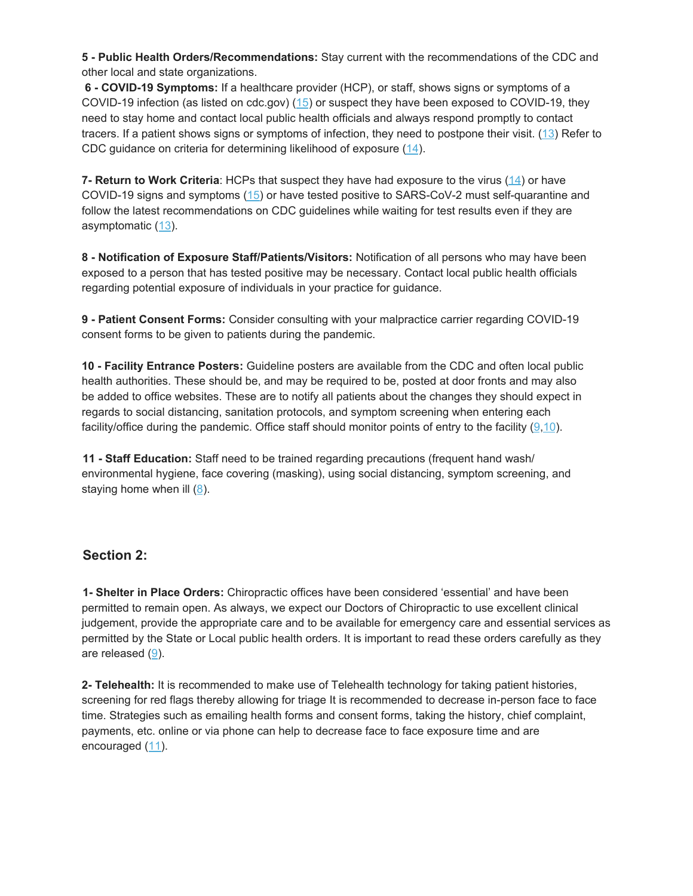**5 - Public Health Orders/Recommendations:** Stay current with the recommendations of the CDC and other local and state organizations.

**6 - COVID-19 Symptoms:** If a healthcare provider (HCP), or staff, shows signs or symptoms of a COVID-19 infection (as listed on cdc.gov) (15) or suspect they have been exposed to COVID-19, they need to stay home and contact local public health officials and always respond promptly to contact tracers. If a patient shows signs or symptoms of infection, they need to postpone their visit. (13) Refer to CDC guidance on criteria for determining likelihood of exposure (14).

**7- Return to Work Criteria**: HCPs that suspect they have had exposure to the virus (14) or have COVID-19 signs and symptoms (15) or have tested positive to SARS-CoV-2 must self-quarantine and follow the latest recommendations on CDC guidelines while waiting for test results even if they are asymptomatic (13).

**8 - Notification of Exposure Staff/Patients/Visitors:** Notification of all persons who may have been exposed to a person that has tested positive may be necessary. Contact local public health officials regarding potential exposure of individuals in your practice for guidance.

**9 - Patient Consent Forms:** Consider consulting with your malpractice carrier regarding COVID-19 consent forms to be given to patients during the pandemic.

**10 - Facility Entrance Posters:** Guideline posters are available from the CDC and often local public health authorities. These should be, and may be required to be, posted at door fronts and may also be added to office websites. These are to notify all patients about the changes they should expect in regards to social distancing, sanitation protocols, and symptom screening when entering each facility/office during the pandemic. Office staff should monitor points of entry to the facility (9,10).

**11 - Staff Education:** Staff need to be trained regarding precautions (frequent hand wash/ environmental hygiene, face covering (masking), using social distancing, symptom screening, and staying home when ill (8).

## Section 2:

**1- Shelter in Place Orders:** Chiropractic offices have been considered 'essential' and have been permitted to remain open. As always, we expect our Doctors of Chiropractic to use excellent clinical judgement, provide the appropriate care and to be available for emergency care and essential services as permitted by the State or Local public health orders. It is important to read these orders carefully as they are released (9).

**2- Telehealth:** It is recommended to make use of Telehealth technology for taking patient histories, screening for red flags thereby allowing for triage It is recommended to decrease in-person face to face time. Strategies such as emailing health forms and consent forms, taking the history, chief complaint, payments, etc. online or via phone can help to decrease face to face exposure time and are encouraged (11).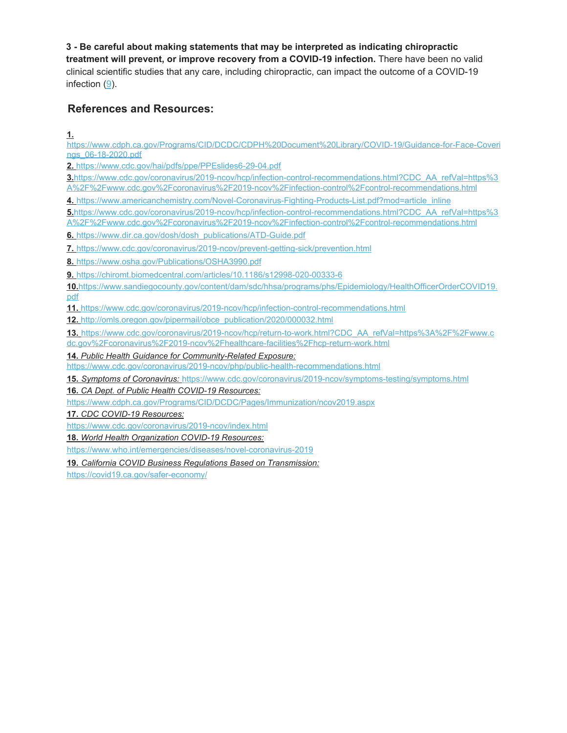**3 - Be careful about making statements that may be interpreted as indicating chiropractic treatment will prevent, or improve recovery from a COVID-19 infection.** There have been no valid clinical scientific studies that any care, including chiropractic, can impact the outcome of a COVID-19 infection (9).

## References and Resources:

**1.** https://www.cdph.ca.gov/Programs/CID/DCDC/CDPH%20Document%20Library/COVID-19/Guidance-for-Face-Coverings_06-18-2020.pdf

**2.** https://www.cdc.gov/hai/pdfs/ppe/PPEslides6-29-04.pdf

**3.** https://www.cdc.gov/coronavirus/2019-ncov/hcp/infection-control-recommendations.html?CDC_AA_refVal=https%3A%2F%2Fwww.cdc.gov%2Fcoronavirus%2F2019-ncov%2Finfection-control%2Fcontrol-recommendations.html

**4.** https://www.americanchemistry.com/Novel-Coronavirus-Fighting-Products-List.pdf?mod=article_inline

**5.** https://www.cdc.gov/coronavirus/2019-ncov/hcp/infection-control-recommendations.html?CDC_AA_refVal=https%3A%2F%2Fwww.cdc.gov%2Fcoronavirus%2F2019-ncov%2Finfection-control%2Fcontrol-recommendations.html

**6.** https://www.dir.ca.gov/dosh/dosh_publications/ATD-Guide.pdf

**7.** https://www.cdc.gov/coronavirus/2019-ncov/prevent-getting-sick/prevention.html

**8.** https://www.osha.gov/Publications/OSHA3990.pdf

**9.** https://chiromt.biomedcentral.com/articles/10.1186/s12998-020-00333-6

**10.** https://www.sandiegocounty.gov/content/dam/sdc/hhsa/programs/phs/Epidemiology/HealthOfficerOrderCOVID19.pdf

**11.** https://www.cdc.gov/coronavirus/2019-ncov/hcp/infection-control-recommendations.html

**12.** http://omls.oregon.gov/pipermail/obce_publication/2020/000032.html

**13.** https://www.cdc.gov/coronavirus/2019-ncov/hcp/return-to-work.html?CDC_AA_refVal=https%3A%2F%2Fwww.cdc.gov%2Fcoronavirus%2F2019-ncov%2Fhealthcare-facilities%2Fhcp-return-work.html

**14.** *Public Health Guidance for Community-Related Exposure:* https://www.cdc.gov/coronavirus/2019-ncov/php/public-health-recommendations.html

**15.** *Symptoms of Coronavirus:* https://www.cdc.gov/coronavirus/2019-ncov/symptoms-testing/symptoms.html

**16.** *CA Dept. of Public Health COVID-19 Resources:* https://www.cdph.ca.gov/Programs/CID/DCDC/Pages/Immunization/ncov2019.aspx

**17.** *CDC COVID-19 Resources:* https://www.cdc.gov/coronavirus/2019-ncov/index.html

**18.** *World Health Organization COVID-19 Resources:* https://www.who.int/emergencies/diseases/novel-coronavirus-2019

**19.** *California COVID Business Regulations Based on Transmission:* https://covid19.ca.gov/safer-economy/